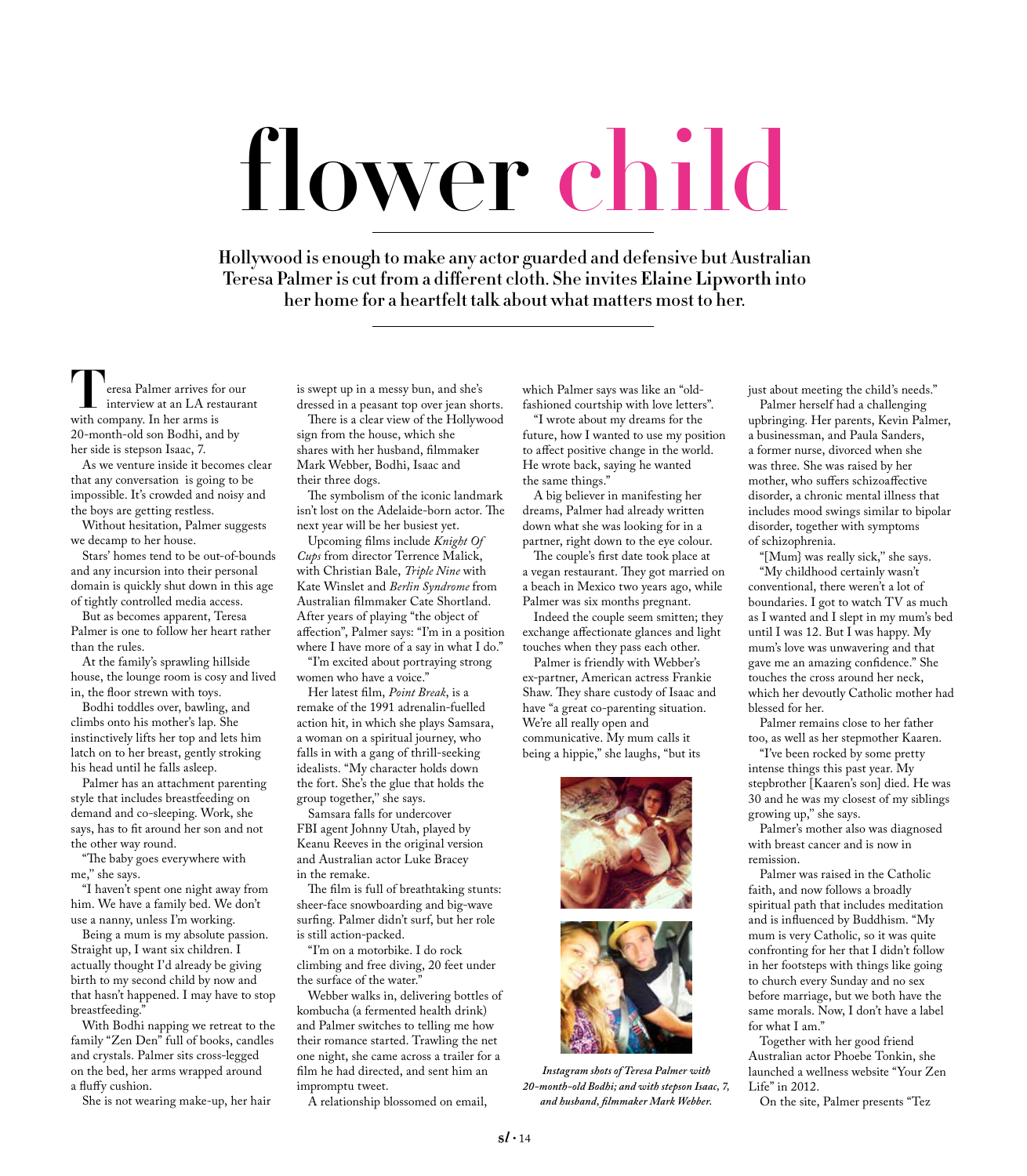# flower child

**Hollywood is enough to make any actor guarded and defensive but Australian Teresa Palmer is cut from a different cloth. She invites Elaine Lipworth into her home for a heartfelt talk about what matters most to her.**

Teresa Palmer arrives for our interview at an LA restaurant with company. In her arms is 20-month-old son Bodhi, and by her side is stepson Isaac, 7.

As we venture inside it becomes clear that any conversation is going to be impossible. It's crowded and noisy and the boys are getting restless.

Without hesitation, Palmer suggests we decamp to her house.

Stars' homes tend to be out-of-bounds and any incursion into their personal domain is quickly shut down in this age of tightly controlled media access.

But as becomes apparent, Teresa Palmer is one to follow her heart rather than the rules.

At the family's sprawling hillside house, the lounge room is cosy and lived in, the floor strewn with toys.

Bodhi toddles over, bawling, and climbs onto his mother's lap. She instinctively lifts her top and lets him latch on to her breast, gently stroking his head until he falls asleep.

Palmer has an attachment parenting style that includes breastfeeding on demand and co-sleeping. Work, she says, has to fit around her son and not the other way round.

"The baby goes everywhere with me," she says.

"I haven't spent one night away from him. We have a family bed. We don't use a nanny, unless I'm working.

Being a mum is my absolute passion. Straight up, I want six children. I actually thought I'd already be giving birth to my second child by now and that hasn't happened. I may have to stop breastfeeding."

With Bodhi napping we retreat to the family "Zen Den" full of books, candles and crystals. Palmer sits cross-legged on the bed, her arms wrapped around a fluffy cushion.

She is not wearing make-up, her hair is swept up in a messy bun, and she's dressed in a peasant top over jean shorts.

There is a clear view of the Hollywood sign from the house, which she shares with her husband, filmmaker Mark Webber, Bodhi, Isaac and their three dogs.

The symbolism of the iconic landmark isn't lost on the Adelaide-born actor. The next year will be her busiest yet.

Upcoming films include *Knight Of Cups* from director Terrence Malick, with Christian Bale, *Triple Nine* with Kate Winslet and *Berlin Syndrome* from Australian filmmaker Cate Shortland. After years of playing "the object of affection", Palmer says: "I'm in a position where I have more of a say in what I do."

"I'm excited about portraying strong women who have a voice."

Her latest film, *Point Break*, is a remake of the 1991 adrenalin-fuelled action hit, in which she plays Samsara, a woman on a spiritual journey, who falls in with a gang of thrill-seeking idealists. "My character holds down the fort. She's the glue that holds the group together," she says.

Samsara falls for undercover FBI agent Johnny Utah, played by Keanu Reeves in the original version and Australian actor Luke Bracey in the remake.

The film is full of breathtaking stunts: sheer-face snowboarding and big-wave surfing. Palmer didn't surf, but her role is still action-packed.

"I'm on a motorbike. I do rock climbing and free diving, 20 feet under the surface of the water."

Webber walks in, delivering bottles of kombucha (a fermented health drink) and Palmer switches to telling me how their romance started. Trawling the net one night, she came across a trailer for a film he had directed, and sent him an impromptu tweet.

A relationship blossomed on email, which Palmer says was like an "old-fashioned courtship with love letters".

"I wrote about my dreams for the future, how I wanted to use my position to affect positive change in the world. He wrote back, saying he wanted the same things."

A big believer in manifesting her dreams, Palmer had already written down what she was looking for in a partner, right down to the eye colour.

The couple's first date took place at a vegan restaurant. They got married on a beach in Mexico two years ago, while Palmer was six months pregnant.

Indeed the couple seem smitten; they exchange affectionate glances and light touches when they pass each other.

Palmer is friendly with Webber's ex-partner, American actress Frankie Shaw. They share custody of Isaac and have "a great co-parenting situation. We're all really open and communicative. My mum calls it being a hippie," she laughs, "but its just about meeting the child's needs."

*Instagram shots of Teresa Palmer with 20-month-old Bodhi; and with stepson Isaac, 7, and husband, filmmaker Mark Webber.*

Palmer herself had a challenging upbringing. Her parents, Kevin Palmer, a businessman, and Paula Sanders, a former nurse, divorced when she was three. She was raised by her mother, who suffers schizoaffective disorder, a chronic mental illness that includes mood swings similar to bipolar disorder, together with symptoms of schizophrenia.

"[Mum} was really sick," she says. "My childhood certainly wasn't conventional, there weren't a lot of boundaries. I got to watch TV as much as I wanted and I slept in my mum's bed until I was 12. But I was happy. My mum's love was unwavering and that gave me an amazing confidence." She touches the cross around her neck, which her devoutly Catholic mother had blessed for her.

Palmer remains close to her father too, as well as her stepmother Kaaren.

"I've been rocked by some pretty intense things this past year. My stepbrother [Kaaren's son] died. He was 30 and he was my closest of my siblings growing up," she says.

Palmer's mother also was diagnosed with breast cancer and is now in remission.

Palmer was raised in the Catholic faith, and now follows a broadly spiritual path that includes meditation and is influenced by Buddhism. "My mum is very Catholic, so it was quite confronting for her that I didn't follow in her footsteps with things like going to church every Sunday and no sex before marriage, but we both have the same morals. Now, I don't have a label for what I am."

Together with her good friend Australian actor Phoebe Tonkin, she launched a wellness website "Your Zen Life" in 2012.

On the site, Palmer presents "Tez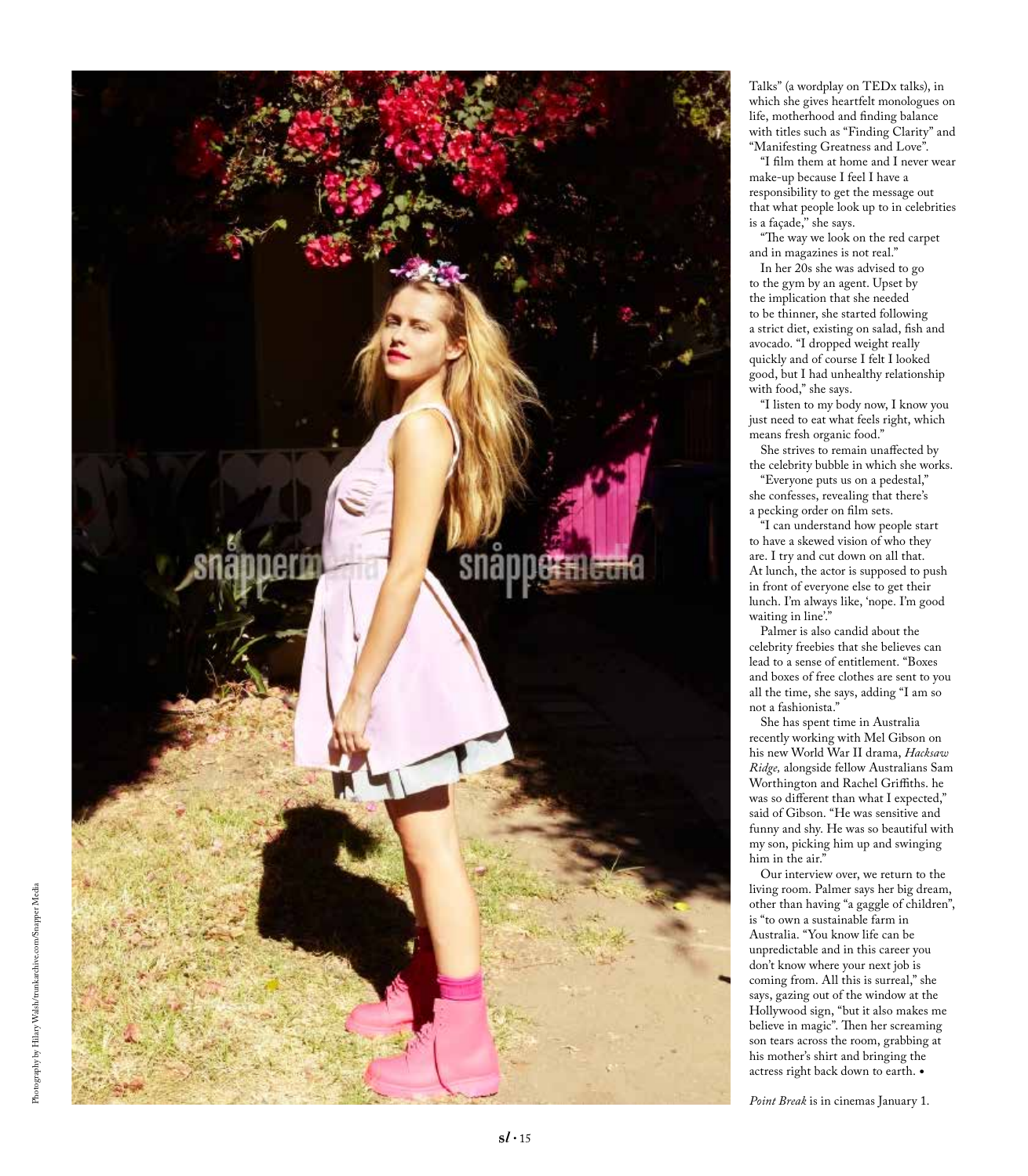Talks" (a wordplay on TEDx talks), in which she gives heartfelt monologues on life, motherhood and finding balance with titles such as "Finding Clarity" and "Manifesting Greatness and Love".

"I film them at home and I never wear make-up because I feel I have a responsibility to get the message out that what people look up to in celebrities is a façade," she says.

"The way we look on the red carpet and in magazines is not real."

In her 20s she was advised to go to the gym by an agent. Upset by the implication that she needed to be thinner, she started following a strict diet, existing on salad, fish and avocado. "I dropped weight really quickly and of course I felt I looked good, but I had unhealthy relationship with food," she says.

"I listen to my body now, I know you just need to eat what feels right, which means fresh organic food."

She strives to remain unaffected by the celebrity bubble in which she works.

"Everyone puts us on a pedestal," she confesses, revealing that there's a pecking order on film sets.

"I can understand how people start to have a skewed vision of who they are. I try and cut down on all that. At lunch, the actor is supposed to push in front of everyone else to get their lunch. I'm always like, 'nope. I'm good waiting in line'."

Palmer is also candid about the celebrity freebies that she believes can lead to a sense of entitlement. "Boxes and boxes of free clothes are sent to you all the time, she says, adding "I am so not a fashionista."

She has spent time in Australia recently working with Mel Gibson on his new World War II drama, *Hacksaw Ridge,* alongside fellow Australians Sam Worthington and Rachel Griffiths. he was so different than what I expected," said of Gibson. "He was sensitive and funny and shy. He was so beautiful with my son, picking him up and swinging him in the air."

Our interview over, we return to the living room. Palmer says her big dream, other than having "a gaggle of children", is "to own a sustainable farm in Australia. "You know life can be unpredictable and in this career you don't know where your next job is coming from. All this is surreal," she says, gazing out of the window at the Hollywood sign, "but it also makes me believe in magic". Then her screaming son tears across the room, grabbing at his mother's shirt and bringing the actress right back down to earth. •

*Point Break* is in cinemas January 1.

Photography by Hilary Walsh/trunkarchive.com/Snapper Media